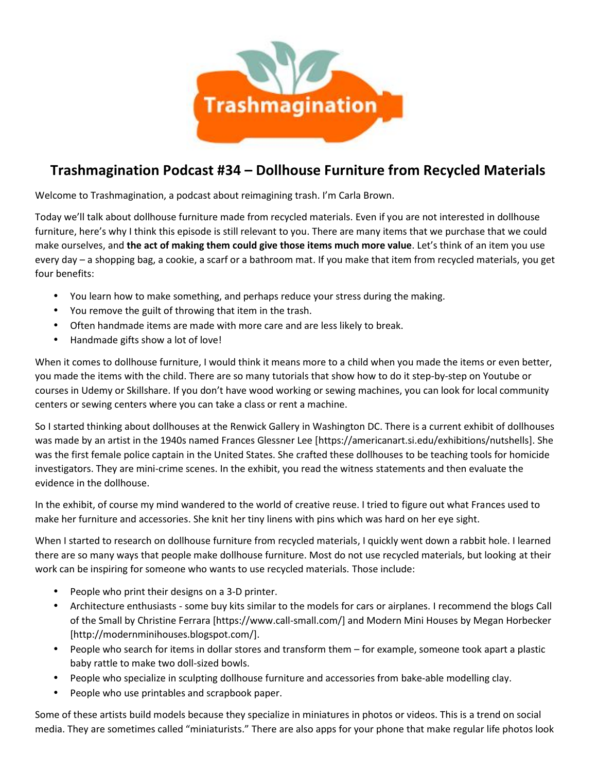# Trashmagination Podcast #34 – Dollhouse Furniture from Recycled Materials

Welcome to Trashmagination, a podcast about reimagining trash. I'm Carla Brown.

Today we'll talk about dollhouse furniture made from recycled materials. Even if you are not interested in dollhouse furniture, here's why I think this episode is still relevant to you. There are many items that we purchase that we could make ourselves, and **the act of making them could give those items much more value**. Let's think of an item you use every day – a shopping bag, a cookie, a scarf or a bathroom mat. If you make that item from recycled materials, you get four benefits:

- You learn how to make something, and perhaps reduce your stress during the making.
- You remove the guilt of throwing that item in the trash.
- Often handmade items are made with more care and are less likely to break.
- Handmade gifts show a lot of love!

When it comes to dollhouse furniture, I would think it means more to a child when you made the items or even better, you made the items with the child. There are so many tutorials that show how to do it step-by-step on Youtube or courses in Udemy or Skillshare. If you don't have wood working or sewing machines, you can look for local community centers or sewing centers where you can take a class or rent a machine.

So I started thinking about dollhouses at the Renwick Gallery in Washington DC. There is a current exhibit of dollhouses was made by an artist in the 1940s named Frances Glessner Lee [https://americanart.si.edu/exhibitions/nutshells]. She was the first female police captain in the United States. She crafted these dollhouses to be teaching tools for homicide investigators. They are mini-crime scenes. In the exhibit, you read the witness statements and then evaluate the evidence in the dollhouse.

In the exhibit, of course my mind wandered to the world of creative reuse. I tried to figure out what Frances used to make her furniture and accessories. She knit her tiny linens with pins which was hard on her eye sight.

When I started to research on dollhouse furniture from recycled materials, I quickly went down a rabbit hole. I learned there are so many ways that people make dollhouse furniture. Most do not use recycled materials, but looking at their work can be inspiring for someone who wants to use recycled materials. Those include:

- People who print their designs on a 3-D printer.
- Architecture enthusiasts - some buy kits similar to the models for cars or airplanes. I recommend the blogs Call of the Small by Christine Ferrara [https://www.call-small.com/] and Modern Mini Houses by Megan Horbecker [http://modernminihouses.blogspot.com/].
- People who search for items in dollar stores and transform them – for example, someone took apart a plastic baby rattle to make two doll-sized bowls.
- People who specialize in sculpting dollhouse furniture and accessories from bake-able modelling clay.
- People who use printables and scrapbook paper.

Some of these artists build models because they specialize in miniatures in photos or videos. This is a trend on social media. They are sometimes called "miniaturists." There are also apps for your phone that make regular life photos look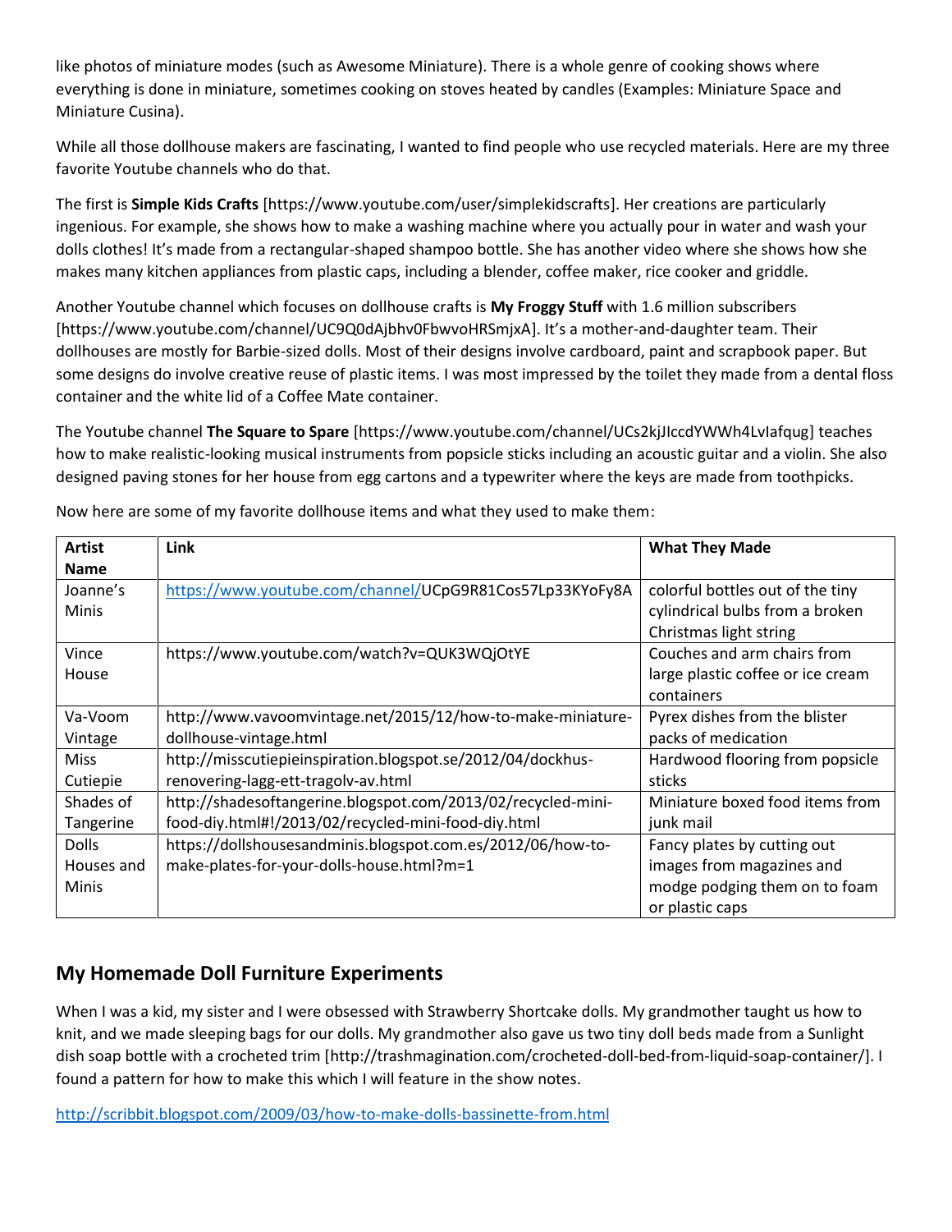like photos of miniature modes (such as Awesome Miniature). There is a whole genre of cooking shows where everything is done in miniature, sometimes cooking on stoves heated by candles (Examples: Miniature Space and Miniature Cusina).

While all those dollhouse makers are fascinating, I wanted to find people who use recycled materials. Here are my three favorite Youtube channels who do that.

The first is **Simple Kids Crafts** [https://www.youtube.com/user/simplekidscrafts]. Her creations are particularly ingenious. For example, she shows how to make a washing machine where you actually pour in water and wash your dolls clothes! It's made from a rectangular-shaped shampoo bottle. She has another video where she shows how she makes many kitchen appliances from plastic caps, including a blender, coffee maker, rice cooker and griddle.

Another Youtube channel which focuses on dollhouse crafts is **My Froggy Stuff** with 1.6 million subscribers [https://www.youtube.com/channel/UC9Q0dAjbhv0FbwvoHRSmjxA]. It's a mother-and-daughter team. Their dollhouses are mostly for Barbie-sized dolls. Most of their designs involve cardboard, paint and scrapbook paper. But some designs do involve creative reuse of plastic items. I was most impressed by the toilet they made from a dental floss container and the white lid of a Coffee Mate container.

The Youtube channel **The Square to Spare** [https://www.youtube.com/channel/UCs2kjJIccdYWWh4LvIafqug] teaches how to make realistic-looking musical instruments from popsicle sticks including an acoustic guitar and a violin. She also designed paving stones for her house from egg cartons and a typewriter where the keys are made from toothpicks.

Now here are some of my favorite dollhouse items and what they used to make them:

| Artist Name | Link | What They Made |
|---|---|---|
| Joanne's Minis | https://www.youtube.com/channel/UCpG9R81Cos57Lp33KYoFy8A | colorful bottles out of the tiny cylindrical bulbs from a broken Christmas light string |
| Vince House | https://www.youtube.com/watch?v=QUK3WQjOtYE | Couches and arm chairs from large plastic coffee or ice cream containers |
| Va-Voom Vintage | http://www.vavoomvintage.net/2015/12/how-to-make-miniature-dollhouse-vintage.html | Pyrex dishes from the blister packs of medication |
| Miss Cutiepie | http://misscutiepieinspiration.blogspot.se/2012/04/dockhus-renovering-lagg-ett-tragolv-av.html | Hardwood flooring from popsicle sticks |
| Shades of Tangerine | http://shadesoftangerine.blogspot.com/2013/02/recycled-mini-food-diy.html#!/2013/02/recycled-mini-food-diy.html | Miniature boxed food items from junk mail |
| Dolls Houses and Minis | https://dollshousesandminis.blogspot.com.es/2012/06/how-to-make-plates-for-your-dolls-house.html?m=1 | Fancy plates by cutting out images from magazines and modge podging them on to foam or plastic caps |

## My Homemade Doll Furniture Experiments

When I was a kid, my sister and I were obsessed with Strawberry Shortcake dolls. My grandmother taught us how to knit, and we made sleeping bags for our dolls. My grandmother also gave us two tiny doll beds made from a Sunlight dish soap bottle with a crocheted trim [http://trashmagination.com/crocheted-doll-bed-from-liquid-soap-container/]. I found a pattern for how to make this which I will feature in the show notes.

http://scribbit.blogspot.com/2009/03/how-to-make-dolls-bassinette-from.html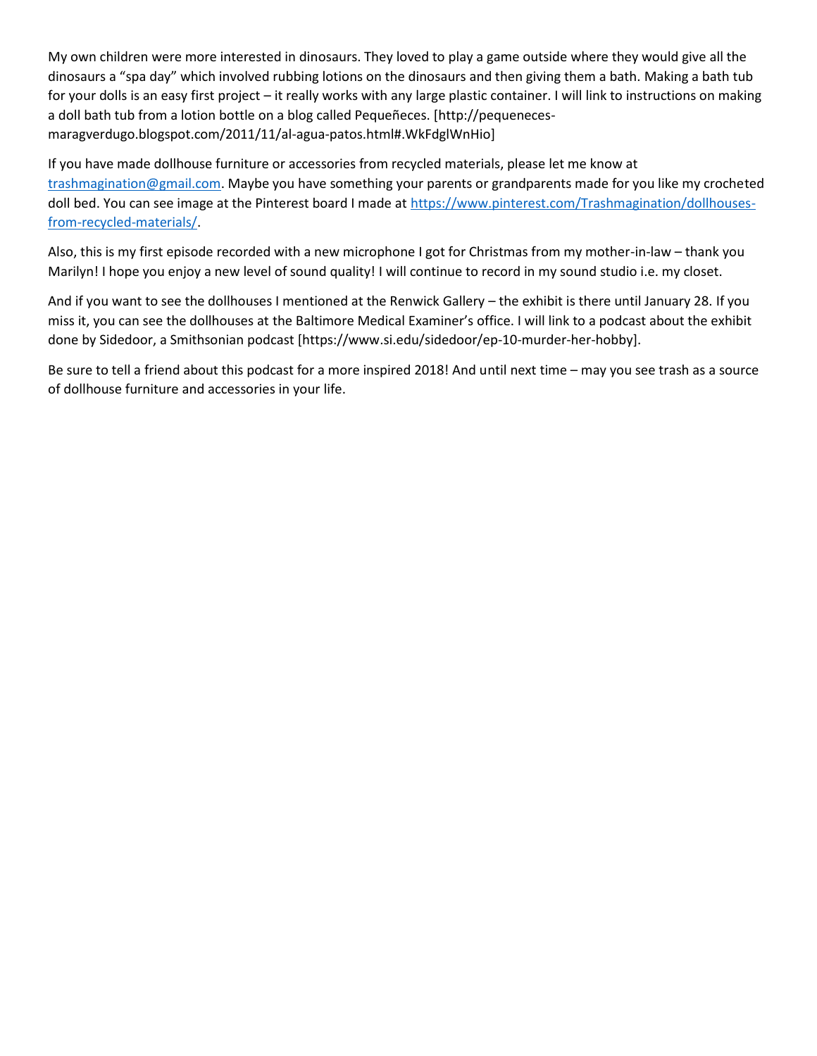My own children were more interested in dinosaurs. They loved to play a game outside where they would give all the dinosaurs a "spa day" which involved rubbing lotions on the dinosaurs and then giving them a bath. Making a bath tub for your dolls is an easy first project – it really works with any large plastic container. I will link to instructions on making a doll bath tub from a lotion bottle on a blog called Pequeñeces. [http://pequeneces-maragverdugo.blogspot.com/2011/11/al-agua-patos.html#.WkFdglWnHio]

If you have made dollhouse furniture or accessories from recycled materials, please let me know at [trashmagination@gmail.com](mailto:trashmagination@gmail.com). Maybe you have something your parents or grandparents made for you like my crocheted doll bed. You can see image at the Pinterest board I made at [https://www.pinterest.com/Trashmagination/dollhouses-from-recycled-materials/](https://www.pinterest.com/Trashmagination/dollhouses-from-recycled-materials/).

Also, this is my first episode recorded with a new microphone I got for Christmas from my mother-in-law – thank you Marilyn! I hope you enjoy a new level of sound quality! I will continue to record in my sound studio i.e. my closet.

And if you want to see the dollhouses I mentioned at the Renwick Gallery – the exhibit is there until January 28. If you miss it, you can see the dollhouses at the Baltimore Medical Examiner's office. I will link to a podcast about the exhibit done by Sidedoor, a Smithsonian podcast [https://www.si.edu/sidedoor/ep-10-murder-her-hobby].

Be sure to tell a friend about this podcast for a more inspired 2018! And until next time – may you see trash as a source of dollhouse furniture and accessories in your life.